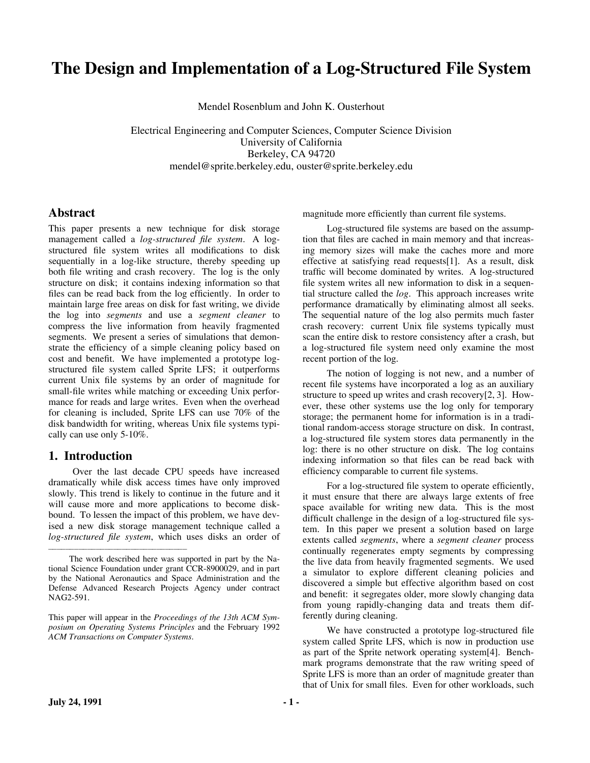# The Design and Implementation of a Log-Structured File System

Mendel Rosenblum and John K. Ousterhout

Electrical Engineering and Computer Sciences, Computer Science Division
University of California
Berkeley, CA 94720
mendel@sprite.berkeley.edu, ouster@sprite.berkeley.edu

## Abstract

This paper presents a new technique for disk storage management called a *log-structured file system*. A log-structured file system writes all modifications to disk sequentially in a log-like structure, thereby speeding up both file writing and crash recovery. The log is the only structure on disk; it contains indexing information so that files can be read back from the log efficiently. In order to maintain large free areas on disk for fast writing, we divide the log into *segments* and use a *segment cleaner* to compress the live information from heavily fragmented segments. We present a series of simulations that demonstrate the efficiency of a simple cleaning policy based on cost and benefit. We have implemented a prototype log-structured file system called Sprite LFS; it outperforms current Unix file systems by an order of magnitude for small-file writes while matching or exceeding Unix performance for reads and large writes. Even when the overhead for cleaning is included, Sprite LFS can use 70% of the disk bandwidth for writing, whereas Unix file systems typically can use only 5-10%.

## 1. Introduction

Over the last decade CPU speeds have increased dramatically while disk access times have only improved slowly. This trend is likely to continue in the future and it will cause more and more applications to become disk-bound. To lessen the impact of this problem, we have devised a new disk storage management technique called a *log-structured file system*, which uses disks an order of magnitude more efficiently than current file systems.

Log-structured file systems are based on the assumption that files are cached in main memory and that increasing memory sizes will make the caches more and more effective at satisfying read requests[1]. As a result, disk traffic will become dominated by writes. A log-structured file system writes all new information to disk in a sequential structure called the *log*. This approach increases write performance dramatically by eliminating almost all seeks. The sequential nature of the log also permits much faster crash recovery: current Unix file systems typically must scan the entire disk to restore consistency after a crash, but a log-structured file system need only examine the most recent portion of the log.

The notion of logging is not new, and a number of recent file systems have incorporated a log as an auxiliary structure to speed up writes and crash recovery[2, 3]. However, these other systems use the log only for temporary storage; the permanent home for information is in a traditional random-access storage structure on disk. In contrast, a log-structured file system stores data permanently in the log: there is no other structure on disk. The log contains indexing information so that files can be read back with efficiency comparable to current file systems.

For a log-structured file system to operate efficiently, it must ensure that there are always large extents of free space available for writing new data. This is the most difficult challenge in the design of a log-structured file system. In this paper we present a solution based on large extents called *segments*, where a *segment cleaner* process continually regenerates empty segments by compressing the live data from heavily fragmented segments. We used a simulator to explore different cleaning policies and discovered a simple but effective algorithm based on cost and benefit: it segregates older, more slowly changing data from young rapidly-changing data and treats them differently during cleaning.

We have constructed a prototype log-structured file system called Sprite LFS, which is now in production use as part of the Sprite network operating system[4]. Benchmark programs demonstrate that the raw writing speed of Sprite LFS is more than an order of magnitude greater than that of Unix for small files. Even for other workloads, such

---

The work described here was supported in part by the National Science Foundation under grant CCR-8900029, and in part by the National Aeronautics and Space Administration and the Defense Advanced Research Projects Agency under contract NAG2-591.

This paper will appear in the *Proceedings of the 13th ACM Symposium on Operating Systems Principles* and the February 1992 *ACM Transactions on Computer Systems*.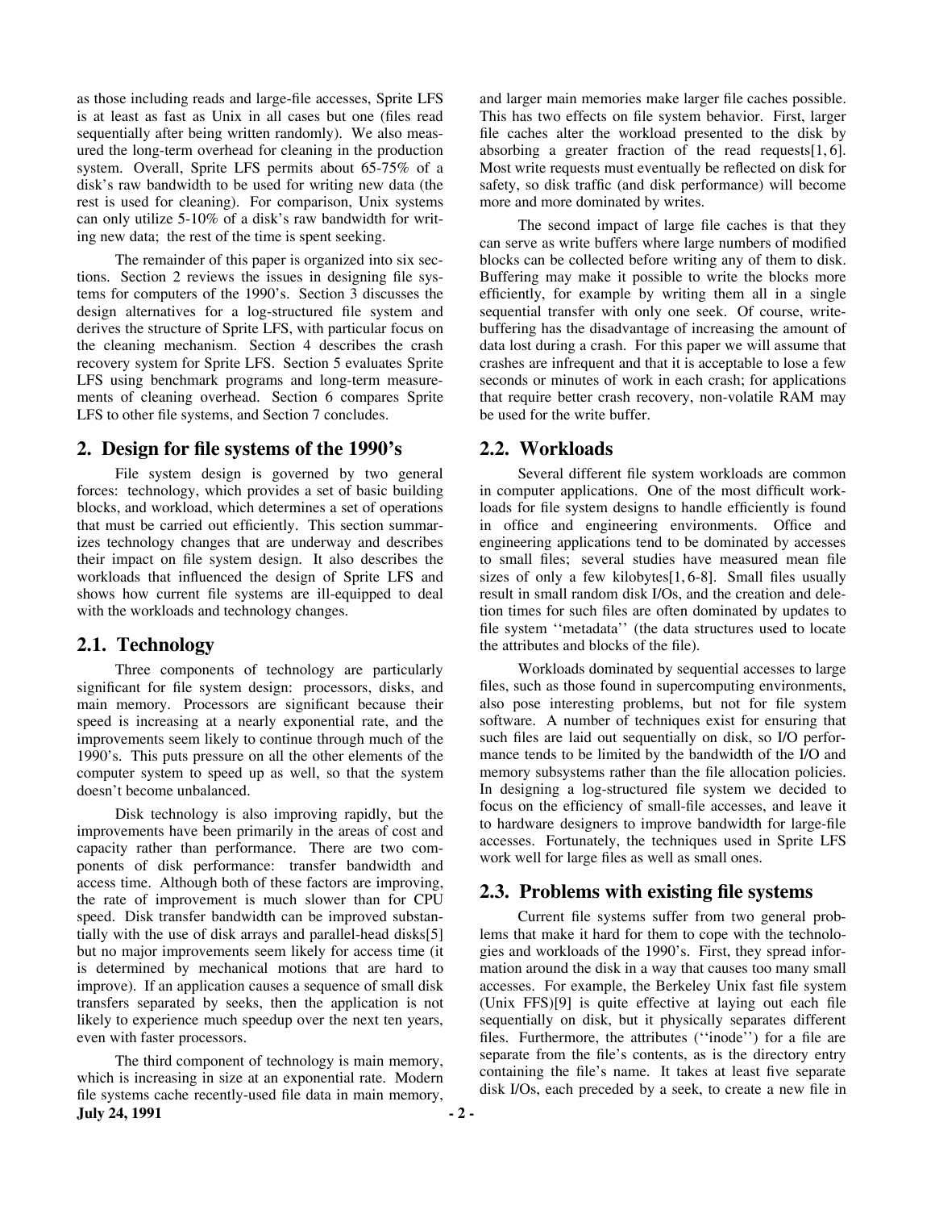as those including reads and large-file accesses, Sprite LFS is at least as fast as Unix in all cases but one (files read sequentially after being written randomly). We also measured the long-term overhead for cleaning in the production system. Overall, Sprite LFS permits about 65-75% of a disk's raw bandwidth to be used for writing new data (the rest is used for cleaning). For comparison, Unix systems can only utilize 5-10% of a disk's raw bandwidth for writing new data; the rest of the time is spent seeking.

The remainder of this paper is organized into six sections. Section 2 reviews the issues in designing file systems for computers of the 1990's. Section 3 discusses the design alternatives for a log-structured file system and derives the structure of Sprite LFS, with particular focus on the cleaning mechanism. Section 4 describes the crash recovery system for Sprite LFS. Section 5 evaluates Sprite LFS using benchmark programs and long-term measurements of cleaning overhead. Section 6 compares Sprite LFS to other file systems, and Section 7 concludes.

## 2. Design for file systems of the 1990's

File system design is governed by two general forces: technology, which provides a set of basic building blocks, and workload, which determines a set of operations that must be carried out efficiently. This section summarizes technology changes that are underway and describes their impact on file system design. It also describes the workloads that influenced the design of Sprite LFS and shows how current file systems are ill-equipped to deal with the workloads and technology changes.

### 2.1. Technology

Three components of technology are particularly significant for file system design: processors, disks, and main memory. Processors are significant because their speed is increasing at a nearly exponential rate, and the improvements seem likely to continue through much of the 1990's. This puts pressure on all the other elements of the computer system to speed up as well, so that the system doesn't become unbalanced.

Disk technology is also improving rapidly, but the improvements have been primarily in the areas of cost and capacity rather than performance. There are two components of disk performance: transfer bandwidth and access time. Although both of these factors are improving, the rate of improvement is much slower than for CPU speed. Disk transfer bandwidth can be improved substantially with the use of disk arrays and parallel-head disks[5] but no major improvements seem likely for access time (it is determined by mechanical motions that are hard to improve). If an application causes a sequence of small disk transfers separated by seeks, then the application is not likely to experience much speedup over the next ten years, even with faster processors.

The third component of technology is main memory, which is increasing in size at an exponential rate. Modern file systems cache recently-used file data in main memory, and larger main memories make larger file caches possible. This has two effects on file system behavior. First, larger file caches alter the workload presented to the disk by absorbing a greater fraction of the read requests[1, 6]. Most write requests must eventually be reflected on disk for safety, so disk traffic (and disk performance) will become more and more dominated by writes.

The second impact of large file caches is that they can serve as write buffers where large numbers of modified blocks can be collected before writing any of them to disk. Buffering may make it possible to write the blocks more efficiently, for example by writing them all in a single sequential transfer with only one seek. Of course, write-buffering has the disadvantage of increasing the amount of data lost during a crash. For this paper we will assume that crashes are infrequent and that it is acceptable to lose a few seconds or minutes of work in each crash; for applications that require better crash recovery, non-volatile RAM may be used for the write buffer.

### 2.2. Workloads

Several different file system workloads are common in computer applications. One of the most difficult workloads for file system designs to handle efficiently is found in office and engineering environments. Office and engineering applications tend to be dominated by accesses to small files; several studies have measured mean file sizes of only a few kilobytes[1, 6-8]. Small files usually result in small random disk I/Os, and the creation and deletion times for such files are often dominated by updates to file system ''metadata'' (the data structures used to locate the attributes and blocks of the file).

Workloads dominated by sequential accesses to large files, such as those found in supercomputing environments, also pose interesting problems, but not for file system software. A number of techniques exist for ensuring that such files are laid out sequentially on disk, so I/O performance tends to be limited by the bandwidth of the I/O and memory subsystems rather than the file allocation policies. In designing a log-structured file system we decided to focus on the efficiency of small-file accesses, and leave it to hardware designers to improve bandwidth for large-file accesses. Fortunately, the techniques used in Sprite LFS work well for large files as well as small ones.

### 2.3. Problems with existing file systems

Current file systems suffer from two general problems that make it hard for them to cope with the technologies and workloads of the 1990's. First, they spread information around the disk in a way that causes too many small accesses. For example, the Berkeley Unix fast file system (Unix FFS)[9] is quite effective at laying out each file sequentially on disk, but it physically separates different files. Furthermore, the attributes (''inode'') for a file are separate from the file's contents, as is the directory entry containing the file's name. It takes at least five separate disk I/Os, each preceded by a seek, to create a new file in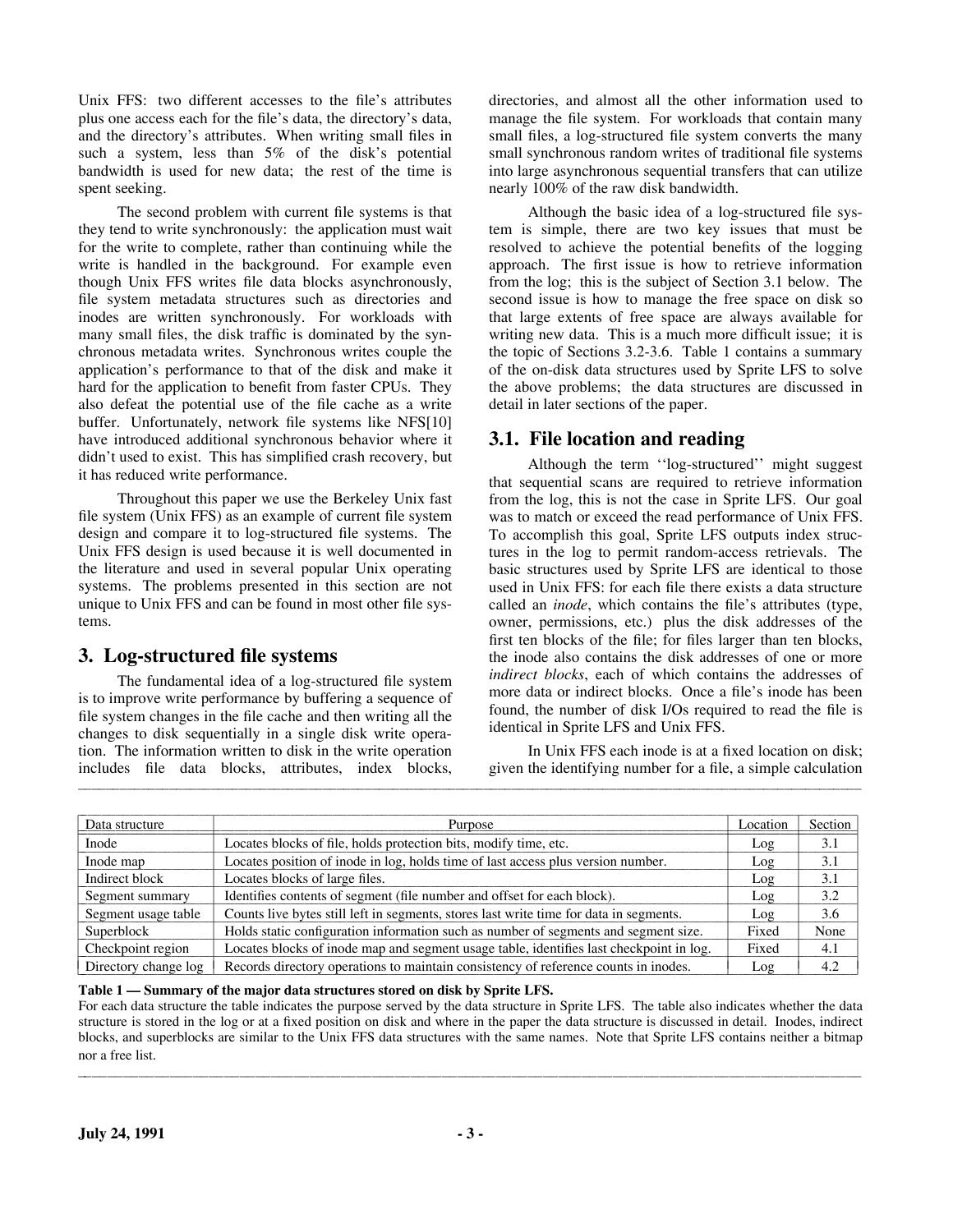Unix FFS: two different accesses to the file's attributes plus one access each for the file's data, the directory's data, and the directory's attributes. When writing small files in such a system, less than 5% of the disk's potential bandwidth is used for new data; the rest of the time is spent seeking.

The second problem with current file systems is that they tend to write synchronously: the application must wait for the write to complete, rather than continuing while the write is handled in the background. For example even though Unix FFS writes file data blocks asynchronously, file system metadata structures such as directories and inodes are written synchronously. For workloads with many small files, the disk traffic is dominated by the synchronous metadata writes. Synchronous writes couple the application's performance to that of the disk and make it hard for the application to benefit from faster CPUs. They also defeat the potential use of the file cache as a write buffer. Unfortunately, network file systems like NFS[10] have introduced additional synchronous behavior where it didn't used to exist. This has simplified crash recovery, but it has reduced write performance.

Throughout this paper we use the Berkeley Unix fast file system (Unix FFS) as an example of current file system design and compare it to log-structured file systems. The Unix FFS design is used because it is well documented in the literature and used in several popular Unix operating systems. The problems presented in this section are not unique to Unix FFS and can be found in most other file systems.

## 3. Log-structured file systems

The fundamental idea of a log-structured file system is to improve write performance by buffering a sequence of file system changes in the file cache and then writing all the changes to disk sequentially in a single disk write operation. The information written to disk in the write operation includes file data blocks, attributes, index blocks, directories, and almost all the other information used to manage the file system. For workloads that contain many small files, a log-structured file system converts the many small synchronous random writes of traditional file systems into large asynchronous sequential transfers that can utilize nearly 100% of the raw disk bandwidth.

Although the basic idea of a log-structured file system is simple, there are two key issues that must be resolved to achieve the potential benefits of the logging approach. The first issue is how to retrieve information from the log; this is the subject of Section 3.1 below. The second issue is how to manage the free space on disk so that large extents of free space are always available for writing new data. This is a much more difficult issue; it is the topic of Sections 3.2-3.6. Table 1 contains a summary of the on-disk data structures used by Sprite LFS to solve the above problems; the data structures are discussed in detail in later sections of the paper.

### 3.1. File location and reading

Although the term ''log-structured'' might suggest that sequential scans are required to retrieve information from the log, this is not the case in Sprite LFS. Our goal was to match or exceed the read performance of Unix FFS. To accomplish this goal, Sprite LFS outputs index structures in the log to permit random-access retrievals. The basic structures used by Sprite LFS are identical to those used in Unix FFS: for each file there exists a data structure called an *inode*, which contains the file's attributes (type, owner, permissions, etc.) plus the disk addresses of the first ten blocks of the file; for files larger than ten blocks, the inode also contains the disk addresses of one or more *indirect blocks*, each of which contains the addresses of more data or indirect blocks. Once a file's inode has been found, the number of disk I/Os required to read the file is identical in Sprite LFS and Unix FFS.

In Unix FFS each inode is at a fixed location on disk; given the identifying number for a file, a simple calculation

| Data structure | Purpose | Location | Section |
|---|---|---|---|
| Inode | Locates blocks of file, holds protection bits, modify time, etc. | Log | 3.1 |
| Inode map | Locates position of inode in log, holds time of last access plus version number. | Log | 3.1 |
| Indirect block | Locates blocks of large files. | Log | 3.1 |
| Segment summary | Identifies contents of segment (file number and offset for each block). | Log | 3.2 |
| Segment usage table | Counts live bytes still left in segments, stores last write time for data in segments. | Log | 3.6 |
| Superblock | Holds static configuration information such as number of segments and segment size. | Fixed | None |
| Checkpoint region | Locates blocks of inode map and segment usage table, identifies last checkpoint in log. | Fixed | 4.1 |
| Directory change log | Records directory operations to maintain consistency of reference counts in inodes. | Log | 4.2 |

**Table 1 — Summary of the major data structures stored on disk by Sprite LFS.**
For each data structure the table indicates the purpose served by the data structure in Sprite LFS. The table also indicates whether the data structure is stored in the log or at a fixed position on disk and where in the paper the data structure is discussed in detail. Inodes, indirect blocks, and superblocks are similar to the Unix FFS data structures with the same names. Note that Sprite LFS contains neither a bitmap nor a free list.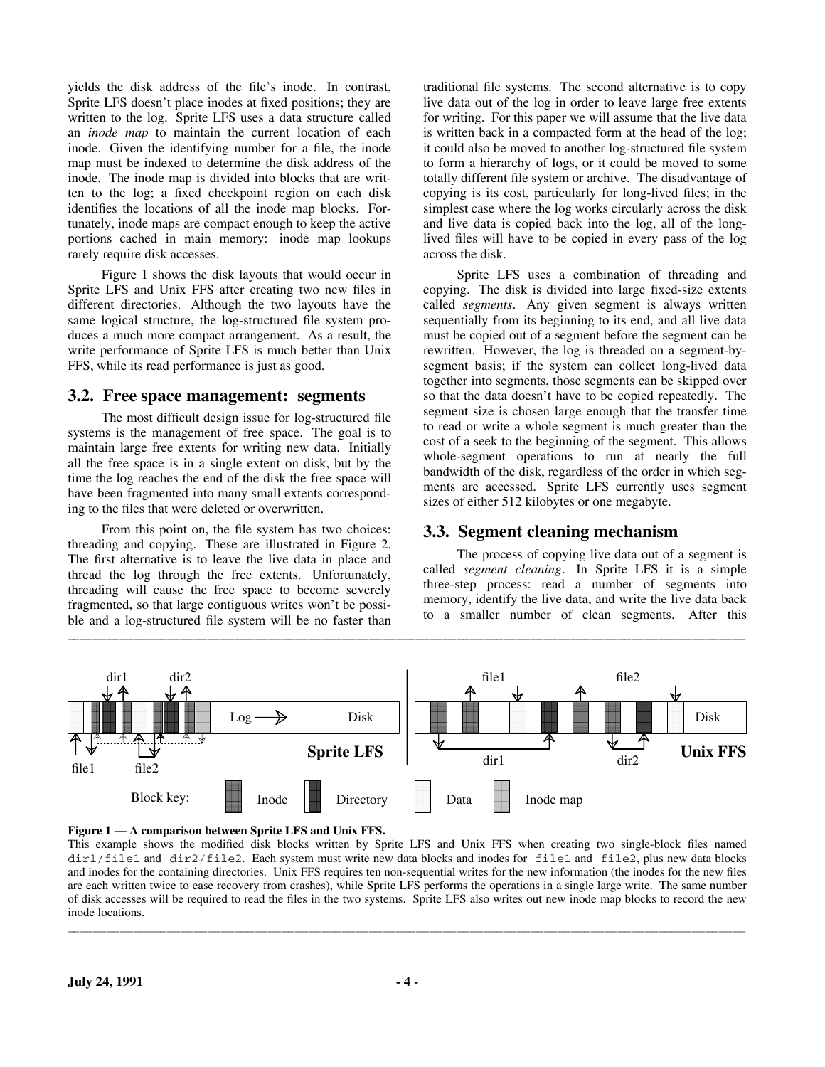yields the disk address of the file's inode. In contrast, Sprite LFS doesn't place inodes at fixed positions; they are written to the log. Sprite LFS uses a data structure called an *inode map* to maintain the current location of each inode. Given the identifying number for a file, the inode map must be indexed to determine the disk address of the inode. The inode map is divided into blocks that are written to the log; a fixed checkpoint region on each disk identifies the locations of all the inode map blocks. Fortunately, inode maps are compact enough to keep the active portions cached in main memory: inode map lookups rarely require disk accesses.

Figure 1 shows the disk layouts that would occur in Sprite LFS and Unix FFS after creating two new files in different directories. Although the two layouts have the same logical structure, the log-structured file system produces a much more compact arrangement. As a result, the write performance of Sprite LFS is much better than Unix FFS, while its read performance is just as good.

## 3.2. Free space management: segments

The most difficult design issue for log-structured file systems is the management of free space. The goal is to maintain large free extents for writing new data. Initially all the free space is in a single extent on disk, but by the time the log reaches the end of the disk the free space will have been fragmented into many small extents corresponding to the files that were deleted or overwritten.

From this point on, the file system has two choices: threading and copying. These are illustrated in Figure 2. The first alternative is to leave the live data in place and thread the log through the free extents. Unfortunately, threading will cause the free space to become severely fragmented, so that large contiguous writes won't be possible and a log-structured file system will be no faster than traditional file systems. The second alternative is to copy live data out of the log in order to leave large free extents for writing. For this paper we will assume that the live data is written back in a compacted form at the head of the log; it could also be moved to another log-structured file system to form a hierarchy of logs, or it could be moved to some totally different file system or archive. The disadvantage of copying is its cost, particularly for long-lived files; in the simplest case where the log works circularly across the disk and live data is copied back into the log, all of the long-lived files will have to be copied in every pass of the log across the disk.

Sprite LFS uses a combination of threading and copying. The disk is divided into large fixed-size extents called *segments*. Any given segment is always written sequentially from its beginning to its end, and all live data must be copied out of a segment before the segment can be rewritten. However, the log is threaded on a segment-by-segment basis; if the system can collect long-lived data together into segments, those segments can be skipped over so that the data doesn't have to be copied repeatedly. The segment size is chosen large enough that the transfer time to read or write a whole segment is much greater than the cost of a seek to the beginning of the segment. This allows whole-segment operations to run at nearly the full bandwidth of the disk, regardless of the order in which segments are accessed. Sprite LFS currently uses segment sizes of either 512 kilobytes or one megabyte.

## 3.3. Segment cleaning mechanism

The process of copying live data out of a segment is called *segment cleaning*. In Sprite LFS it is a simple three-step process: read a number of segments into memory, identify the live data, and write the live data back to a smaller number of clean segments. After this

**Figure 1 — A comparison between Sprite LFS and Unix FFS.**
This example shows the modified disk blocks written by Sprite LFS and Unix FFS when creating two single-block files named `dir1/file1` and `dir2/file2`. Each system must write new data blocks and inodes for `file1` and `file2`, plus new data blocks and inodes for the containing directories. Unix FFS requires ten non-sequential writes for the new information (the inodes for the new files are each written twice to ease recovery from crashes), while Sprite LFS performs the operations in a single large write. The same number of disk accesses will be required to read the files in the two systems. Sprite LFS also writes out new inode map blocks to record the new inode locations.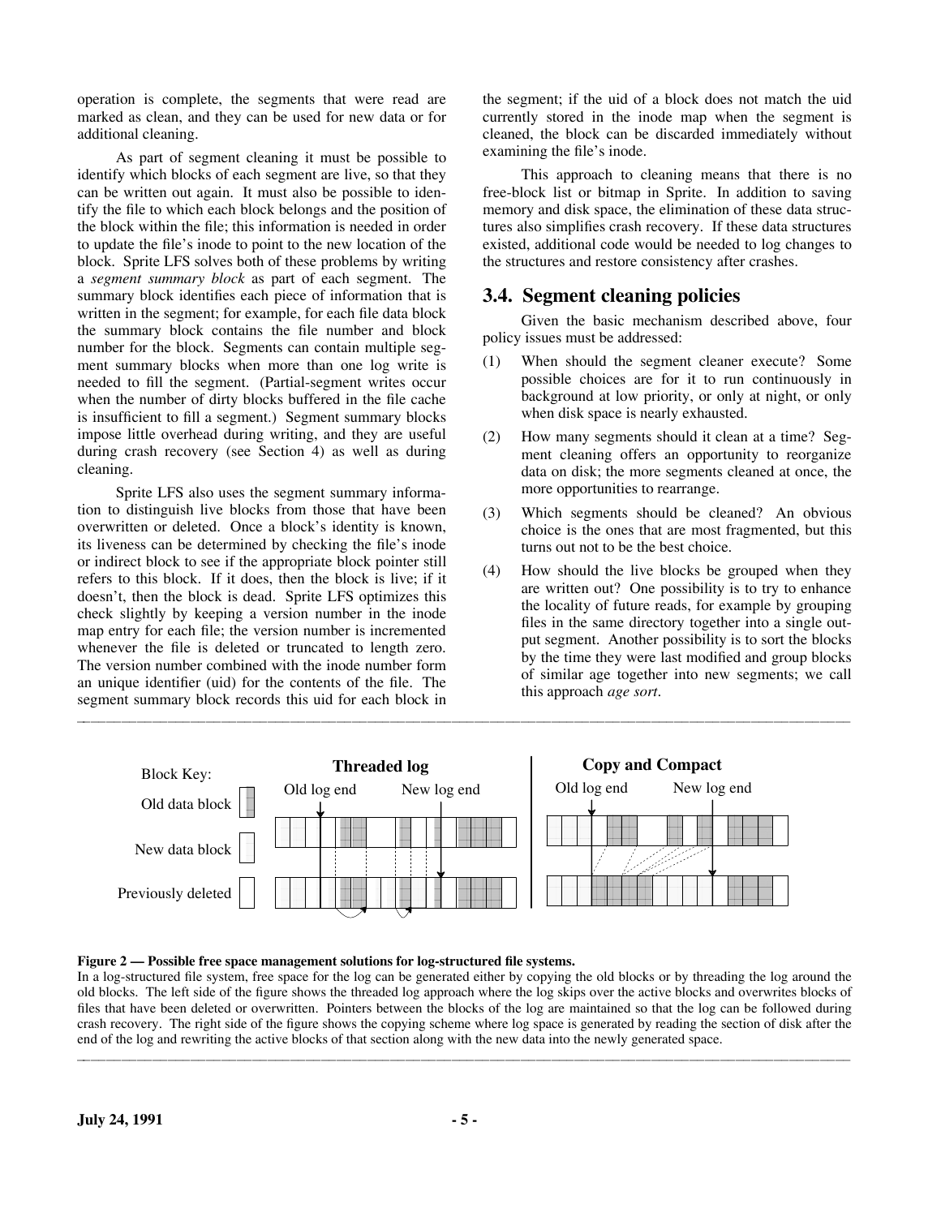operation is complete, the segments that were read are marked as clean, and they can be used for new data or for additional cleaning.

As part of segment cleaning it must be possible to identify which blocks of each segment are live, so that they can be written out again. It must also be possible to identify the file to which each block belongs and the position of the block within the file; this information is needed in order to update the file's inode to point to the new location of the block. Sprite LFS solves both of these problems by writing a *segment summary block* as part of each segment. The summary block identifies each piece of information that is written in the segment; for example, for each file data block the summary block contains the file number and block number for the block. Segments can contain multiple segment summary blocks when more than one log write is needed to fill the segment. (Partial-segment writes occur when the number of dirty blocks buffered in the file cache is insufficient to fill a segment.) Segment summary blocks impose little overhead during writing, and they are useful during crash recovery (see Section 4) as well as during cleaning.

Sprite LFS also uses the segment summary information to distinguish live blocks from those that have been overwritten or deleted. Once a block's identity is known, its liveness can be determined by checking the file's inode or indirect block to see if the appropriate block pointer still refers to this block. If it does, then the block is live; if it doesn't, then the block is dead. Sprite LFS optimizes this check slightly by keeping a version number in the inode map entry for each file; the version number is incremented whenever the file is deleted or truncated to length zero. The version number combined with the inode number form an unique identifier (uid) for the contents of the file. The segment summary block records this uid for each block in the segment; if the uid of a block does not match the uid currently stored in the inode map when the segment is cleaned, the block can be discarded immediately without examining the file's inode.

This approach to cleaning means that there is no free-block list or bitmap in Sprite. In addition to saving memory and disk space, the elimination of these data structures also simplifies crash recovery. If these data structures existed, additional code would be needed to log changes to the structures and restore consistency after crashes.

## 3.4. Segment cleaning policies

Given the basic mechanism described above, four policy issues must be addressed:

(1) When should the segment cleaner execute? Some possible choices are for it to run continuously in background at low priority, or only at night, or only when disk space is nearly exhausted.

(2) How many segments should it clean at a time? Segment cleaning offers an opportunity to reorganize data on disk; the more segments cleaned at once, the more opportunities to rearrange.

(3) Which segments should be cleaned? An obvious choice is the ones that are most fragmented, but this turns out not to be the best choice.

(4) How should the live blocks be grouped when they are written out? One possibility is to try to enhance the locality of future reads, for example by grouping files in the same directory together into a single output segment. Another possibility is to sort the blocks by the time they were last modified and group blocks of similar age together into new segments; we call this approach *age sort*.

**Figure 2 — Possible free space management solutions for log-structured file systems.**
In a log-structured file system, free space for the log can be generated either by copying the old blocks or by threading the log around the old blocks. The left side of the figure shows the threaded log approach where the log skips over the active blocks and overwrites blocks of files that have been deleted or overwritten. Pointers between the blocks of the log are maintained so that the log can be followed during crash recovery. The right side of the figure shows the copying scheme where log space is generated by reading the section of disk after the end of the log and rewriting the active blocks of that section along with the new data into the newly generated space.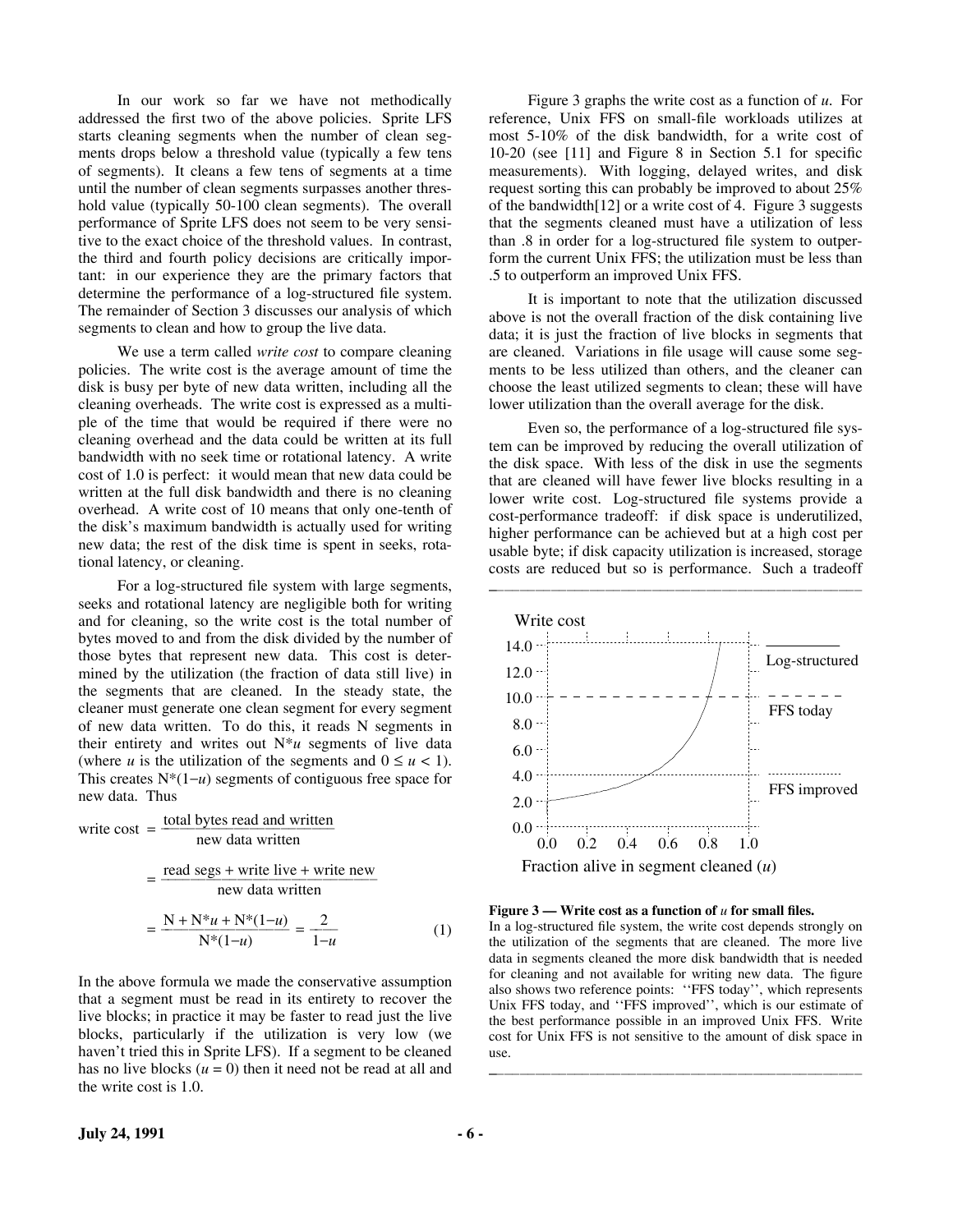In our work so far we have not methodically addressed the first two of the above policies. Sprite LFS starts cleaning segments when the number of clean segments drops below a threshold value (typically a few tens of segments). It cleans a few tens of segments at a time until the number of clean segments surpasses another threshold value (typically 50-100 clean segments). The overall performance of Sprite LFS does not seem to be very sensitive to the exact choice of the threshold values. In contrast, the third and fourth policy decisions are critically important: in our experience they are the primary factors that determine the performance of a log-structured file system. The remainder of Section 3 discusses our analysis of which segments to clean and how to group the live data.

We use a term called *write cost* to compare cleaning policies. The write cost is the average amount of time the disk is busy per byte of new data written, including all the cleaning overheads. The write cost is expressed as a multiple of the time that would be required if there were no cleaning overhead and the data could be written at its full bandwidth with no seek time or rotational latency. A write cost of 1.0 is perfect: it would mean that new data could be written at the full disk bandwidth and there is no cleaning overhead. A write cost of 10 means that only one-tenth of the disk's maximum bandwidth is actually used for writing new data; the rest of the disk time is spent in seeks, rotational latency, or cleaning.

For a log-structured file system with large segments, seeks and rotational latency are negligible both for writing and for cleaning, so the write cost is the total number of bytes moved to and from the disk divided by the number of those bytes that represent new data. This cost is determined by the utilization (the fraction of data still live) in the segments that are cleaned. In the steady state, the cleaner must generate one clean segment for every segment of new data written. To do this, it reads N segments in their entirety and writes out $N*u$ segments of live data (where $u$ is the utilization of the segments and $0 \leq u < 1$). This creates $N*(1-u)$ segments of contiguous free space for new data. Thus

$$\text{write cost} = \frac{\text{total bytes read and written}}{\text{new data written}}$$

$$= \frac{\text{read segs + write live + write new}}{\text{new data written}}$$

$$= \frac{N + N*u + N*(1-u)}{N*(1-u)} = \frac{2}{1-u} \qquad (1)$$

In the above formula we made the conservative assumption that a segment must be read in its entirety to recover the live blocks; in practice it may be faster to read just the live blocks, particularly if the utilization is very low (we haven't tried this in Sprite LFS). If a segment to be cleaned has no live blocks ($u = 0$) then it need not be read at all and the write cost is 1.0.

Figure 3 graphs the write cost as a function of $u$. For reference, Unix FFS on small-file workloads utilizes at most 5-10% of the disk bandwidth, for a write cost of 10-20 (see [11] and Figure 8 in Section 5.1 for specific measurements). With logging, delayed writes, and disk request sorting this can probably be improved to about 25% of the bandwidth[12] or a write cost of 4. Figure 3 suggests that the segments cleaned must have a utilization of less than .8 in order for a log-structured file system to outperform the current Unix FFS; the utilization must be less than .5 to outperform an improved Unix FFS.

It is important to note that the utilization discussed above is not the overall fraction of the disk containing live data; it is just the fraction of live blocks in segments that are cleaned. Variations in file usage will cause some segments to be less utilized than others, and the cleaner can choose the least utilized segments to clean; these will have lower utilization than the overall average for the disk.

Even so, the performance of a log-structured file system can be improved by reducing the overall utilization of the disk space. With less of the disk in use the segments that are cleaned will have fewer live blocks resulting in a lower write cost. Log-structured file systems provide a cost-performance tradeoff: if disk space is underutilized, higher performance can be achieved but at a high cost per usable byte; if disk capacity utilization is increased, storage costs are reduced but so is performance. Such a tradeoff

Write cost
14.0
12.0
10.0
8.0
6.0
4.0
2.0
0.0
0.0 0.2 0.4 0.6 0.8 1.0
Fraction alive in segment cleaned ($u$)
Log-structured
FFS today
FFS improved

**Figure 3 — Write cost as a function of $u$ for small files.**
In a log-structured file system, the write cost depends strongly on the utilization of the segments that are cleaned. The more live data in segments cleaned the more disk bandwidth that is needed for cleaning and not available for writing new data. The figure also shows two reference points: ''FFS today'', which represents Unix FFS today, and ''FFS improved'', which is our estimate of the best performance possible in an improved Unix FFS. Write cost for Unix FFS is not sensitive to the amount of disk space in use.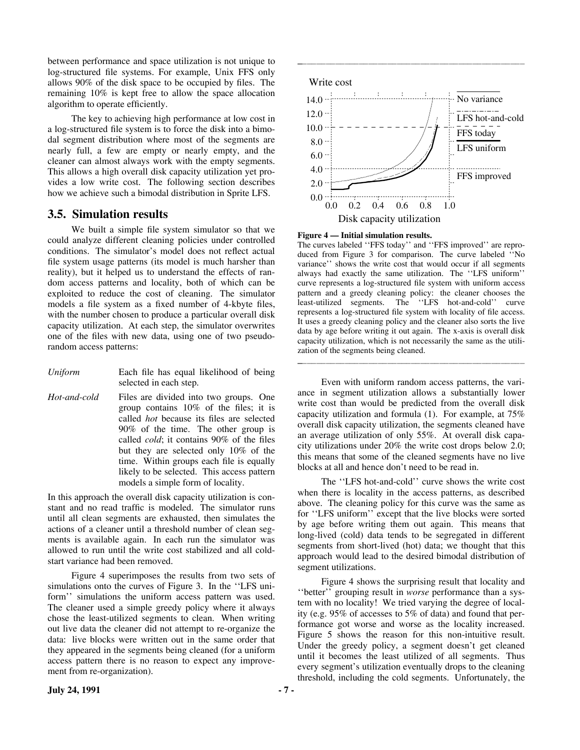between performance and space utilization is not unique to log-structured file systems. For example, Unix FFS only allows 90% of the disk space to be occupied by files. The remaining 10% is kept free to allow the space allocation algorithm to operate efficiently.

The key to achieving high performance at low cost in a log-structured file system is to force the disk into a bimodal segment distribution where most of the segments are nearly full, a few are empty or nearly empty, and the cleaner can almost always work with the empty segments. This allows a high overall disk capacity utilization yet provides a low write cost. The following section describes how we achieve such a bimodal distribution in Sprite LFS.

## 3.5. Simulation results

We built a simple file system simulator so that we could analyze different cleaning policies under controlled conditions. The simulator's model does not reflect actual file system usage patterns (its model is much harsher than reality), but it helped us to understand the effects of random access patterns and locality, both of which can be exploited to reduce the cost of cleaning. The simulator models a file system as a fixed number of 4-kbyte files, with the number chosen to produce a particular overall disk capacity utilization. At each step, the simulator overwrites one of the files with new data, using one of two pseudo-random access patterns:

*Uniform* — Each file has equal likelihood of being selected in each step.

*Hot-and-cold* — Files are divided into two groups. One group contains 10% of the files; it is called *hot* because its files are selected 90% of the time. The other group is called *cold*; it contains 90% of the files but they are selected only 10% of the time. Within groups each file is equally likely to be selected. This access pattern models a simple form of locality.

In this approach the overall disk capacity utilization is constant and no read traffic is modeled. The simulator runs until all clean segments are exhausted, then simulates the actions of a cleaner until a threshold number of clean segments is available again. In each run the simulator was allowed to run until the write cost stabilized and all cold-start variance had been removed.

Figure 4 superimposes the results from two sets of simulations onto the curves of Figure 3. In the ''LFS uniform'' simulations the uniform access pattern was used. The cleaner used a simple greedy policy where it always chose the least-utilized segments to clean. When writing out live data the cleaner did not attempt to re-organize the data: live blocks were written out in the same order that they appeared in the segments being cleaned (for a uniform access pattern there is no reason to expect any improvement from re-organization).

**Figure 4 — Initial simulation results.**
The curves labeled ''FFS today'' and ''FFS improved'' are reproduced from Figure 3 for comparison. The curve labeled ''No variance'' shows the write cost that would occur if all segments always had exactly the same utilization. The ''LFS uniform'' curve represents a log-structured file system with uniform access pattern and a greedy cleaning policy: the cleaner chooses the least-utilized segments. The ''LFS hot-and-cold'' curve represents a log-structured file system with locality of file access. It uses a greedy cleaning policy and the cleaner also sorts the live data by age before writing it out again. The x-axis is overall disk capacity utilization, which is not necessarily the same as the utilization of the segments being cleaned.

Even with uniform random access patterns, the variance in segment utilization allows a substantially lower write cost than would be predicted from the overall disk capacity utilization and formula (1). For example, at 75% overall disk capacity utilization, the segments cleaned have an average utilization of only 55%. At overall disk capacity utilizations under 20% the write cost drops below 2.0; this means that some of the cleaned segments have no live blocks at all and hence don't need to be read in.

The ''LFS hot-and-cold'' curve shows the write cost when there is locality in the access patterns, as described above. The cleaning policy for this curve was the same as for ''LFS uniform'' except that the live blocks were sorted by age before writing them out again. This means that long-lived (cold) data tends to be segregated in different segments from short-lived (hot) data; we thought that this approach would lead to the desired bimodal distribution of segment utilizations.

Figure 4 shows the surprising result that locality and ''better'' grouping result in *worse* performance than a system with no locality! We tried varying the degree of locality (e.g. 95% of accesses to 5% of data) and found that performance got worse and worse as the locality increased. Figure 5 shows the reason for this non-intuitive result. Under the greedy policy, a segment doesn't get cleaned until it becomes the least utilized of all segments. Thus every segment's utilization eventually drops to the cleaning threshold, including the cold segments. Unfortunately, the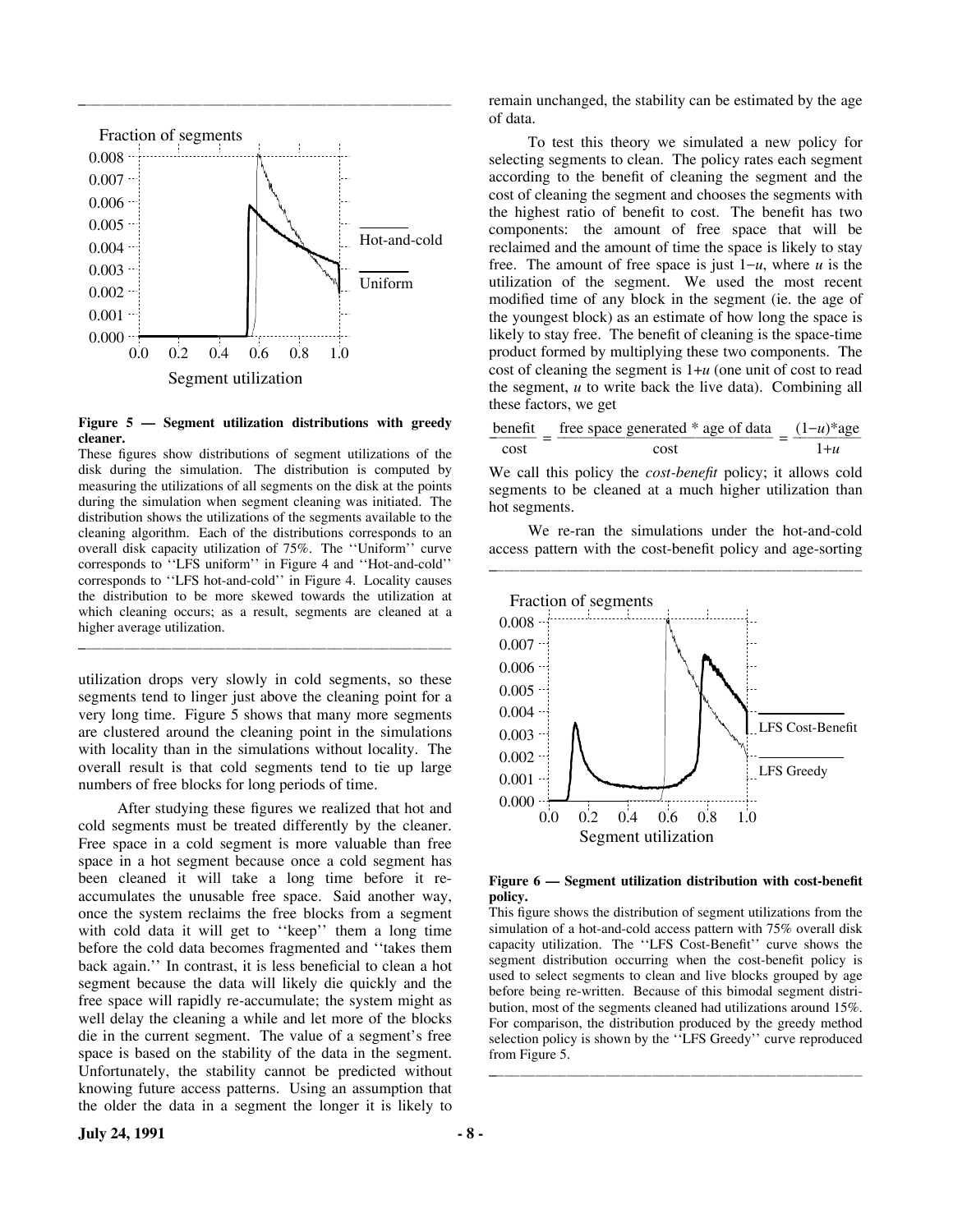**Figure 5 — Segment utilization distributions with greedy cleaner.**

These figures show distributions of segment utilizations of the disk during the simulation. The distribution is computed by measuring the utilizations of all segments on the disk at the points during the simulation when segment cleaning was initiated. The distribution shows the utilizations of the segments available to the cleaning algorithm. Each of the distributions corresponds to an overall disk capacity utilization of 75%. The ''Uniform'' curve corresponds to ''LFS uniform'' in Figure 4 and ''Hot-and-cold'' corresponds to ''LFS hot-and-cold'' in Figure 4. Locality causes the distribution to be more skewed towards the utilization at which cleaning occurs; as a result, segments are cleaned at a higher average utilization.

utilization drops very slowly in cold segments, so these segments tend to linger just above the cleaning point for a very long time. Figure 5 shows that many more segments are clustered around the cleaning point in the simulations with locality than in the simulations without locality. The overall result is that cold segments tend to tie up large numbers of free blocks for long periods of time.

After studying these figures we realized that hot and cold segments must be treated differently by the cleaner. Free space in a cold segment is more valuable than free space in a hot segment because once a cold segment has been cleaned it will take a long time before it re-accumulates the unusable free space. Said another way, once the system reclaims the free blocks from a segment with cold data it will get to ''keep'' them a long time before the cold data becomes fragmented and ''takes them back again.'' In contrast, it is less beneficial to clean a hot segment because the data will likely die quickly and the free space will rapidly re-accumulate; the system might as well delay the cleaning a while and let more of the blocks die in the current segment. The value of a segment's free space is based on the stability of the data in the segment. Unfortunately, the stability cannot be predicted without knowing future access patterns. Using an assumption that the older the data in a segment the longer it is likely to remain unchanged, the stability can be estimated by the age of data.

To test this theory we simulated a new policy for selecting segments to clean. The policy rates each segment according to the benefit of cleaning the segment and the cost of cleaning the segment and chooses the segments with the highest ratio of benefit to cost. The benefit has two components: the amount of free space that will be reclaimed and the amount of time the space is likely to stay free. The amount of free space is just $1-u$, where $u$ is the utilization of the segment. We used the most recent modified time of any block in the segment (ie. the age of the youngest block) as an estimate of how long the space is likely to stay free. The benefit of cleaning is the space-time product formed by multiplying these two components. The cost of cleaning the segment is $1+u$ (one unit of cost to read the segment, $u$ to write back the live data). Combining all these factors, we get

$$\frac{\text{benefit}}{\text{cost}} = \frac{\text{free space generated * age of data}}{\text{cost}} = \frac{(1-u)\text{*age}}{1+u}$$

We call this policy the *cost-benefit* policy; it allows cold segments to be cleaned at a much higher utilization than hot segments.

We re-ran the simulations under the hot-and-cold access pattern with the cost-benefit policy and age-sorting

**Figure 6 — Segment utilization distribution with cost-benefit policy.**

This figure shows the distribution of segment utilizations from the simulation of a hot-and-cold access pattern with 75% overall disk capacity utilization. The ''LFS Cost-Benefit'' curve shows the segment distribution occurring when the cost-benefit policy is used to select segments to clean and live blocks grouped by age before being re-written. Because of this bimodal segment distribution, most of the segments cleaned had utilizations around 15%. For comparison, the distribution produced by the greedy method selection policy is shown by the ''LFS Greedy'' curve reproduced from Figure 5.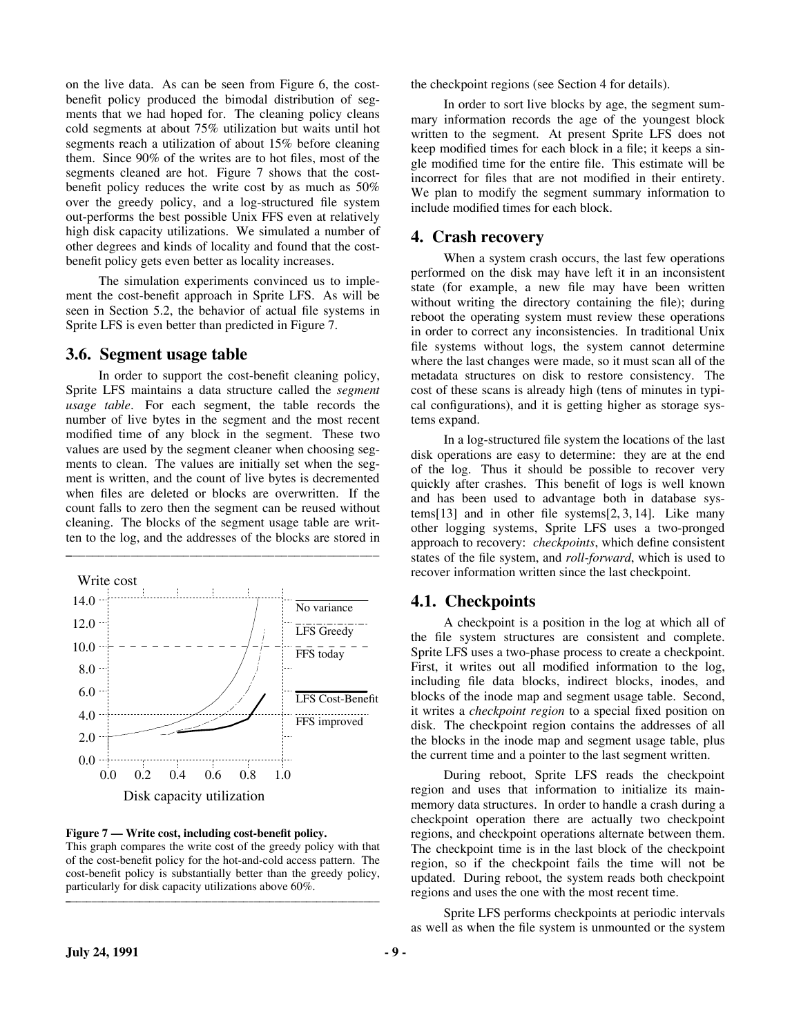on the live data. As can be seen from Figure 6, the cost-benefit policy produced the bimodal distribution of segments that we had hoped for. The cleaning policy cleans cold segments at about 75% utilization but waits until hot segments reach a utilization of about 15% before cleaning them. Since 90% of the writes are to hot files, most of the segments cleaned are hot. Figure 7 shows that the cost-benefit policy reduces the write cost by as much as 50% over the greedy policy, and a log-structured file system out-performs the best possible Unix FFS even at relatively high disk capacity utilizations. We simulated a number of other degrees and kinds of locality and found that the cost-benefit policy gets even better as locality increases.

The simulation experiments convinced us to implement the cost-benefit approach in Sprite LFS. As will be seen in Section 5.2, the behavior of actual file systems in Sprite LFS is even better than predicted in Figure 7.

## 3.6. Segment usage table

In order to support the cost-benefit cleaning policy, Sprite LFS maintains a data structure called the *segment usage table*. For each segment, the table records the number of live bytes in the segment and the most recent modified time of any block in the segment. These two values are used by the segment cleaner when choosing segments to clean. The values are initially set when the segment is written, and the count of live bytes is decremented when files are deleted or blocks are overwritten. If the count falls to zero then the segment can be reused without cleaning. The blocks of the segment usage table are written to the log, and the addresses of the blocks are stored in the checkpoint regions (see Section 4 for details).

Write cost

14.0
12.0
10.0
8.0
6.0
4.0
2.0
0.0

0.0 0.2 0.4 0.6 0.8 1.0

Disk capacity utilization

No variance

LFS Greedy

FFS today

LFS Cost-Benefit

FFS improved

**Figure 7 — Write cost, including cost-benefit policy.**
This graph compares the write cost of the greedy policy with that of the cost-benefit policy for the hot-and-cold access pattern. The cost-benefit policy is substantially better than the greedy policy, particularly for disk capacity utilizations above 60%.

In order to sort live blocks by age, the segment summary information records the age of the youngest block written to the segment. At present Sprite LFS does not keep modified times for each block in a file; it keeps a single modified time for the entire file. This estimate will be incorrect for files that are not modified in their entirety. We plan to modify the segment summary information to include modified times for each block.

# 4. Crash recovery

When a system crash occurs, the last few operations performed on the disk may have left it in an inconsistent state (for example, a new file may have been written without writing the directory containing the file); during reboot the operating system must review these operations in order to correct any inconsistencies. In traditional Unix file systems without logs, the system cannot determine where the last changes were made, so it must scan all of the metadata structures on disk to restore consistency. The cost of these scans is already high (tens of minutes in typical configurations), and it is getting higher as storage systems expand.

In a log-structured file system the locations of the last disk operations are easy to determine: they are at the end of the log. Thus it should be possible to recover very quickly after crashes. This benefit of logs is well known and has been used to advantage both in database systems[13] and in other file systems[2, 3, 14]. Like many other logging systems, Sprite LFS uses a two-pronged approach to recovery: *checkpoints*, which define consistent states of the file system, and *roll-forward*, which is used to recover information written since the last checkpoint.

## 4.1. Checkpoints

A checkpoint is a position in the log at which all of the file system structures are consistent and complete. Sprite LFS uses a two-phase process to create a checkpoint. First, it writes out all modified information to the log, including file data blocks, indirect blocks, inodes, and blocks of the inode map and segment usage table. Second, it writes a *checkpoint region* to a special fixed position on disk. The checkpoint region contains the addresses of all the blocks in the inode map and segment usage table, plus the current time and a pointer to the last segment written.

During reboot, Sprite LFS reads the checkpoint region and uses that information to initialize its main-memory data structures. In order to handle a crash during a checkpoint operation there are actually two checkpoint regions, and checkpoint operations alternate between them. The checkpoint time is in the last block of the checkpoint region, so if the checkpoint fails the time will not be updated. During reboot, the system reads both checkpoint regions and uses the one with the most recent time.

Sprite LFS performs checkpoints at periodic intervals as well as when the file system is unmounted or the system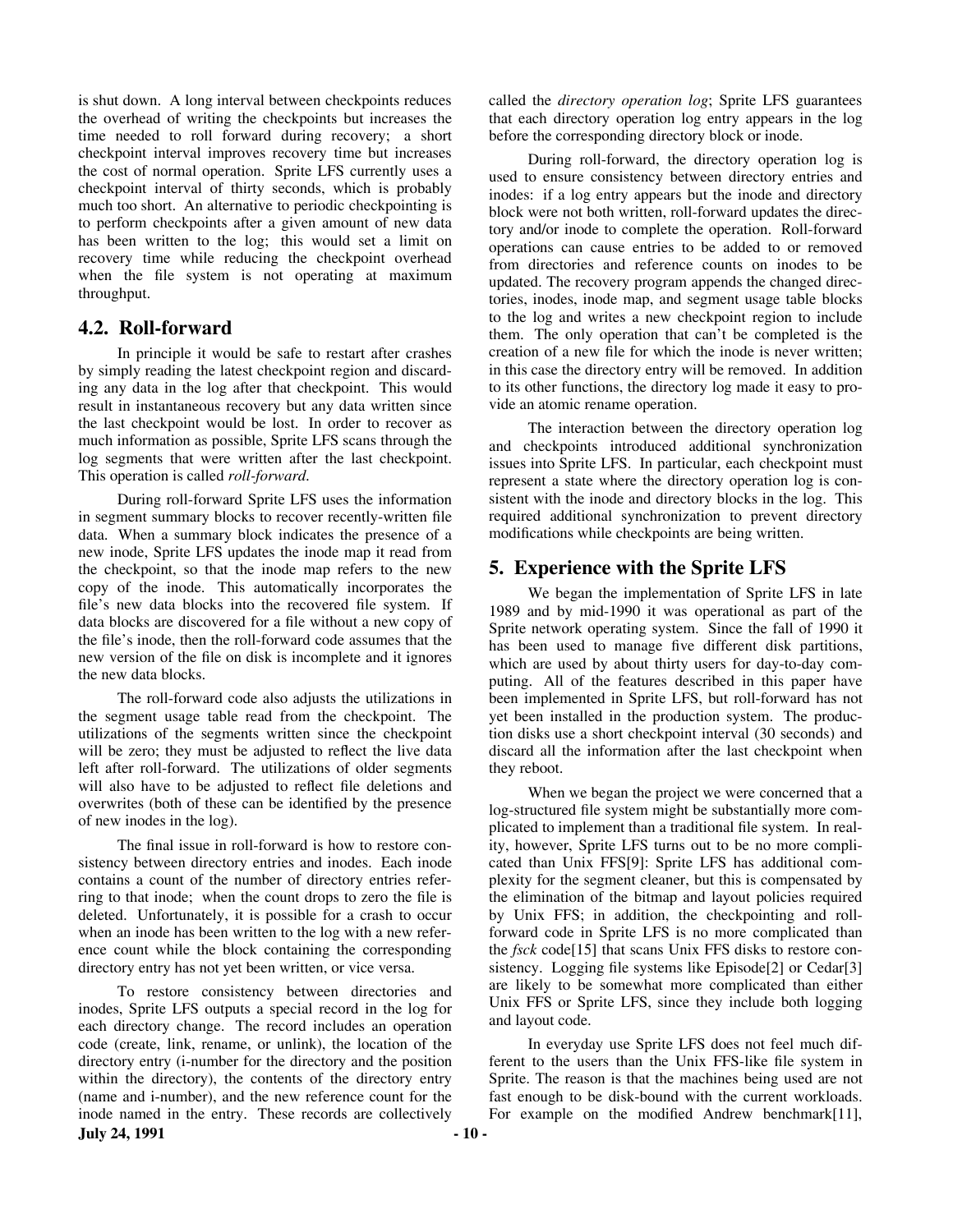is shut down. A long interval between checkpoints reduces the overhead of writing the checkpoints but increases the time needed to roll forward during recovery; a short checkpoint interval improves recovery time but increases the cost of normal operation. Sprite LFS currently uses a checkpoint interval of thirty seconds, which is probably much too short. An alternative to periodic checkpointing is to perform checkpoints after a given amount of new data has been written to the log; this would set a limit on recovery time while reducing the checkpoint overhead when the file system is not operating at maximum throughput.

## 4.2. Roll-forward

In principle it would be safe to restart after crashes by simply reading the latest checkpoint region and discarding any data in the log after that checkpoint. This would result in instantaneous recovery but any data written since the last checkpoint would be lost. In order to recover as much information as possible, Sprite LFS scans through the log segments that were written after the last checkpoint. This operation is called *roll-forward*.

During roll-forward Sprite LFS uses the information in segment summary blocks to recover recently-written file data. When a summary block indicates the presence of a new inode, Sprite LFS updates the inode map it read from the checkpoint, so that the inode map refers to the new copy of the inode. This automatically incorporates the file's new data blocks into the recovered file system. If data blocks are discovered for a file without a new copy of the file's inode, then the roll-forward code assumes that the new version of the file on disk is incomplete and it ignores the new data blocks.

The roll-forward code also adjusts the utilizations in the segment usage table read from the checkpoint. The utilizations of the segments written since the checkpoint will be zero; they must be adjusted to reflect the live data left after roll-forward. The utilizations of older segments will also have to be adjusted to reflect file deletions and overwrites (both of these can be identified by the presence of new inodes in the log).

The final issue in roll-forward is how to restore consistency between directory entries and inodes. Each inode contains a count of the number of directory entries referring to that inode; when the count drops to zero the file is deleted. Unfortunately, it is possible for a crash to occur when an inode has been written to the log with a new reference count while the block containing the corresponding directory entry has not yet been written, or vice versa.

To restore consistency between directories and inodes, Sprite LFS outputs a special record in the log for each directory change. The record includes an operation code (create, link, rename, or unlink), the location of the directory entry (i-number for the directory and the position within the directory), the contents of the directory entry (name and i-number), and the new reference count for the inode named in the entry. These records are collectively called the *directory operation log*; Sprite LFS guarantees that each directory operation log entry appears in the log before the corresponding directory block or inode.

During roll-forward, the directory operation log is used to ensure consistency between directory entries and inodes: if a log entry appears but the inode and directory block were not both written, roll-forward updates the directory and/or inode to complete the operation. Roll-forward operations can cause entries to be added to or removed from directories and reference counts on inodes to be updated. The recovery program appends the changed directories, inodes, inode map, and segment usage table blocks to the log and writes a new checkpoint region to include them. The only operation that can't be completed is the creation of a new file for which the inode is never written; in this case the directory entry will be removed. In addition to its other functions, the directory log made it easy to provide an atomic rename operation.

The interaction between the directory operation log and checkpoints introduced additional synchronization issues into Sprite LFS. In particular, each checkpoint must represent a state where the directory operation log is consistent with the inode and directory blocks in the log. This required additional synchronization to prevent directory modifications while checkpoints are being written.

# 5. Experience with the Sprite LFS

We began the implementation of Sprite LFS in late 1989 and by mid-1990 it was operational as part of the Sprite network operating system. Since the fall of 1990 it has been used to manage five different disk partitions, which are used by about thirty users for day-to-day computing. All of the features described in this paper have been implemented in Sprite LFS, but roll-forward has not yet been installed in the production system. The production disks use a short checkpoint interval (30 seconds) and discard all the information after the last checkpoint when they reboot.

When we began the project we were concerned that a log-structured file system might be substantially more complicated to implement than a traditional file system. In reality, however, Sprite LFS turns out to be no more complicated than Unix FFS[9]: Sprite LFS has additional complexity for the segment cleaner, but this is compensated by the elimination of the bitmap and layout policies required by Unix FFS; in addition, the checkpointing and roll-forward code in Sprite LFS is no more complicated than the *fsck* code[15] that scans Unix FFS disks to restore consistency. Logging file systems like Episode[2] or Cedar[3] are likely to be somewhat more complicated than either Unix FFS or Sprite LFS, since they include both logging and layout code.

In everyday use Sprite LFS does not feel much different to the users than the Unix FFS-like file system in Sprite. The reason is that the machines being used are not fast enough to be disk-bound with the current workloads. For example on the modified Andrew benchmark[11],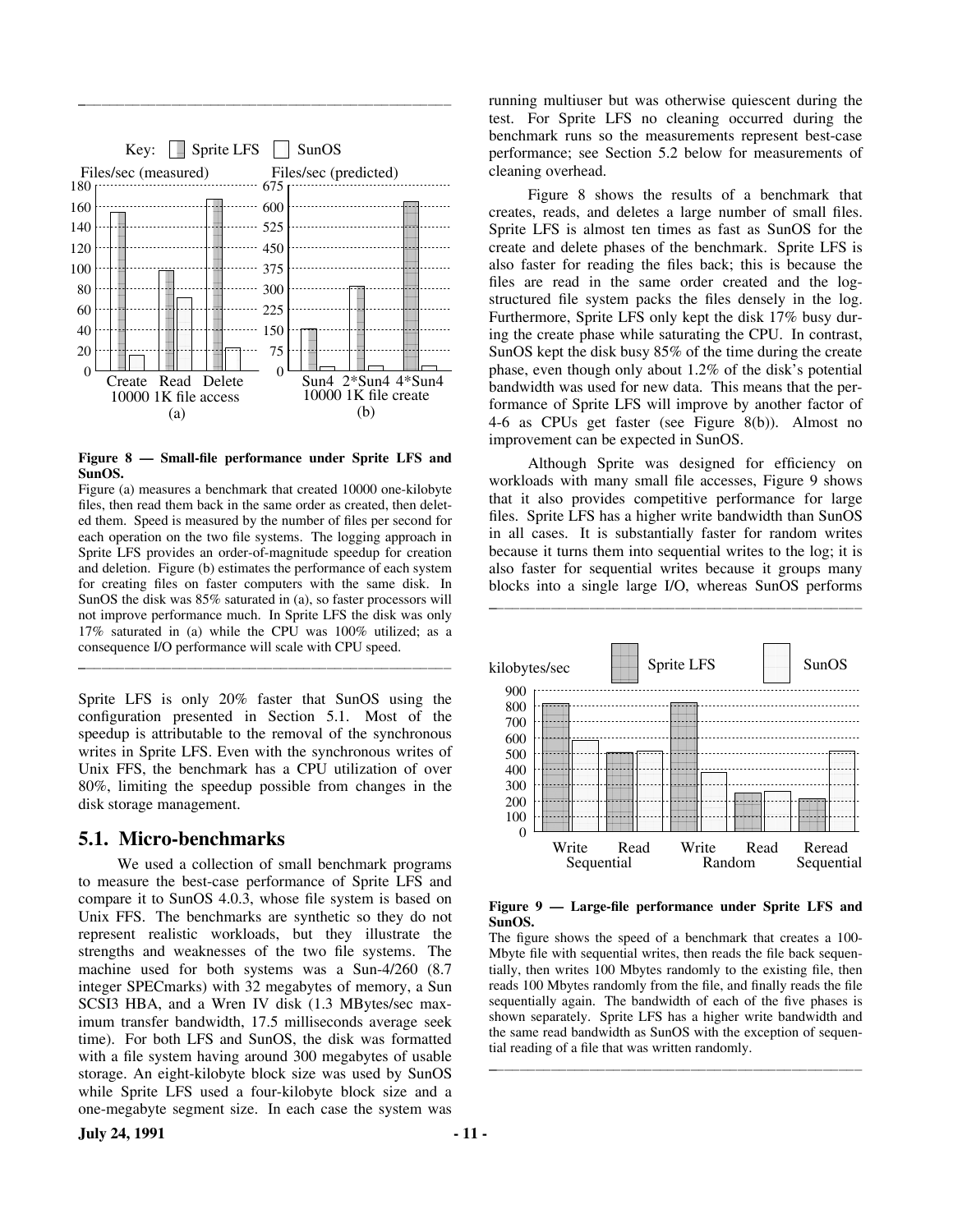**Figure 8 — Small-file performance under Sprite LFS and SunOS.**

Figure (a) measures a benchmark that created 10000 one-kilobyte files, then read them back in the same order as created, then deleted them. Speed is measured by the number of files per second for each operation on the two file systems. The logging approach in Sprite LFS provides an order-of-magnitude speedup for creation and deletion. Figure (b) estimates the performance of each system for creating files on faster computers with the same disk. In SunOS the disk was 85% saturated in (a), so faster processors will not improve performance much. In Sprite LFS the disk was only 17% saturated in (a) while the CPU was 100% utilized; as a consequence I/O performance will scale with CPU speed.

Sprite LFS is only 20% faster that SunOS using the configuration presented in Section 5.1. Most of the speedup is attributable to the removal of the synchronous writes in Sprite LFS. Even with the synchronous writes of Unix FFS, the benchmark has a CPU utilization of over 80%, limiting the speedup possible from changes in the disk storage management.

## 5.1. Micro-benchmarks

We used a collection of small benchmark programs to measure the best-case performance of Sprite LFS and compare it to SunOS 4.0.3, whose file system is based on Unix FFS. The benchmarks are synthetic so they do not represent realistic workloads, but they illustrate the strengths and weaknesses of the two file systems. The machine used for both systems was a Sun-4/260 (8.7 integer SPECmarks) with 32 megabytes of memory, a Sun SCSI3 HBA, and a Wren IV disk (1.3 MBytes/sec maximum transfer bandwidth, 17.5 milliseconds average seek time). For both LFS and SunOS, the disk was formatted with a file system having around 300 megabytes of usable storage. An eight-kilobyte block size was used by SunOS while Sprite LFS used a four-kilobyte block size and a one-megabyte segment size. In each case the system was running multiuser but was otherwise quiescent during the test. For Sprite LFS no cleaning occurred during the benchmark runs so the measurements represent best-case performance; see Section 5.2 below for measurements of cleaning overhead.

Figure 8 shows the results of a benchmark that creates, reads, and deletes a large number of small files. Sprite LFS is almost ten times as fast as SunOS for the create and delete phases of the benchmark. Sprite LFS is also faster for reading the files back; this is because the files are read in the same order created and the log-structured file system packs the files densely in the log. Furthermore, Sprite LFS only kept the disk 17% busy during the create phase while saturating the CPU. In contrast, SunOS kept the disk busy 85% of the time during the create phase, even though only about 1.2% of the disk's potential bandwidth was used for new data. This means that the performance of Sprite LFS will improve by another factor of 4-6 as CPUs get faster (see Figure 8(b)). Almost no improvement can be expected in SunOS.

Although Sprite was designed for efficiency on workloads with many small file accesses, Figure 9 shows that it also provides competitive performance for large files. Sprite LFS has a higher write bandwidth than SunOS in all cases. It is substantially faster for random writes because it turns them into sequential writes to the log; it is also faster for sequential writes because it groups many blocks into a single large I/O, whereas SunOS performs

**Figure 9 — Large-file performance under Sprite LFS and SunOS.**

The figure shows the speed of a benchmark that creates a 100-Mbyte file with sequential writes, then reads the file back sequentially, then writes 100 Mbytes randomly to the existing file, then reads 100 Mbytes randomly from the file, and finally reads the file sequentially again. The bandwidth of each of the five phases is shown separately. Sprite LFS has a higher write bandwidth and the same read bandwidth as SunOS with the exception of sequential reading of a file that was written randomly.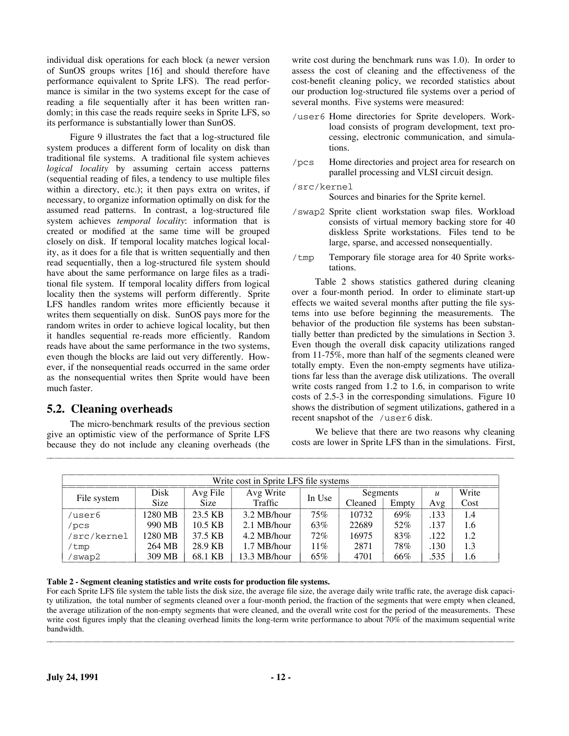individual disk operations for each block (a newer version of SunOS groups writes [16] and should therefore have performance equivalent to Sprite LFS). The read performance is similar in the two systems except for the case of reading a file sequentially after it has been written randomly; in this case the reads require seeks in Sprite LFS, so its performance is substantially lower than SunOS.

Figure 9 illustrates the fact that a log-structured file system produces a different form of locality on disk than traditional file systems. A traditional file system achieves *logical locality* by assuming certain access patterns (sequential reading of files, a tendency to use multiple files within a directory, etc.); it then pays extra on writes, if necessary, to organize information optimally on disk for the assumed read patterns. In contrast, a log-structured file system achieves *temporal locality*: information that is created or modified at the same time will be grouped closely on disk. If temporal locality matches logical locality, as it does for a file that is written sequentially and then read sequentially, then a log-structured file system should have about the same performance on large files as a traditional file system. If temporal locality differs from logical locality then the systems will perform differently. Sprite LFS handles random writes more efficiently because it writes them sequentially on disk. SunOS pays more for the random writes in order to achieve logical locality, but then it handles sequential re-reads more efficiently. Random reads have about the same performance in the two systems, even though the blocks are laid out very differently. However, if the nonsequential reads occurred in the same order as the nonsequential writes then Sprite would have been much faster.

## 5.2. Cleaning overheads

The micro-benchmark results of the previous section give an optimistic view of the performance of Sprite LFS because they do not include any cleaning overheads (the write cost during the benchmark runs was 1.0). In order to assess the cost of cleaning and the effectiveness of the cost-benefit cleaning policy, we recorded statistics about our production log-structured file systems over a period of several months. Five systems were measured:

- `/user6` Home directories for Sprite developers. Workload consists of program development, text processing, electronic communication, and simulations.
- `/pcs` Home directories and project area for research on parallel processing and VLSI circuit design.
- `/src/kernel` Sources and binaries for the Sprite kernel.
- `/swap2` Sprite client workstation swap files. Workload consists of virtual memory backing store for 40 diskless Sprite workstations. Files tend to be large, sparse, and accessed nonsequentially.
- `/tmp` Temporary file storage area for 40 Sprite workstations.

Table 2 shows statistics gathered during cleaning over a four-month period. In order to eliminate start-up effects we waited several months after putting the file systems into use before beginning the measurements. The behavior of the production file systems has been substantially better than predicted by the simulations in Section 3. Even though the overall disk capacity utilizations ranged from 11-75%, more than half of the segments cleaned were totally empty. Even the non-empty segments have utilizations far less than the average disk utilizations. The overall write costs ranged from 1.2 to 1.6, in comparison to write costs of 2.5-3 in the corresponding simulations. Figure 10 shows the distribution of segment utilizations, gathered in a recent snapshot of the `/user6` disk.

We believe that there are two reasons why cleaning costs are lower in Sprite LFS than in the simulations. First,

| Write cost in Sprite LFS file systems | | | | | | | | |
|---|---|---|---|---|---|---|---|---|
| File system | Disk Size | Avg File Size | Avg Write Traffic | In Use | Segments | | *u* | Write Cost |
| | | | | | Cleaned | Empty | Avg | |
| `/user6` | 1280 MB | 23.5 KB | 3.2 MB/hour | 75% | 10732 | 69% | .133 | 1.4 |
| `/pcs` | 990 MB | 10.5 KB | 2.1 MB/hour | 63% | 22689 | 52% | .137 | 1.6 |
| `/src/kernel` | 1280 MB | 37.5 KB | 4.2 MB/hour | 72% | 16975 | 83% | .122 | 1.2 |
| `/tmp` | 264 MB | 28.9 KB | 1.7 MB/hour | 11% | 2871 | 78% | .130 | 1.3 |
| `/swap2` | 309 MB | 68.1 KB | 13.3 MB/hour | 65% | 4701 | 66% | .535 | 1.6 |

**Table 2 - Segment cleaning statistics and write costs for production file systems.**
For each Sprite LFS file system the table lists the disk size, the average file size, the average daily write traffic rate, the average disk capacity utilization, the total number of segments cleaned over a four-month period, the fraction of the segments that were empty when cleaned, the average utilization of the non-empty segments that were cleaned, and the overall write cost for the period of the measurements. These write cost figures imply that the cleaning overhead limits the long-term write performance to about 70% of the maximum sequential write bandwidth.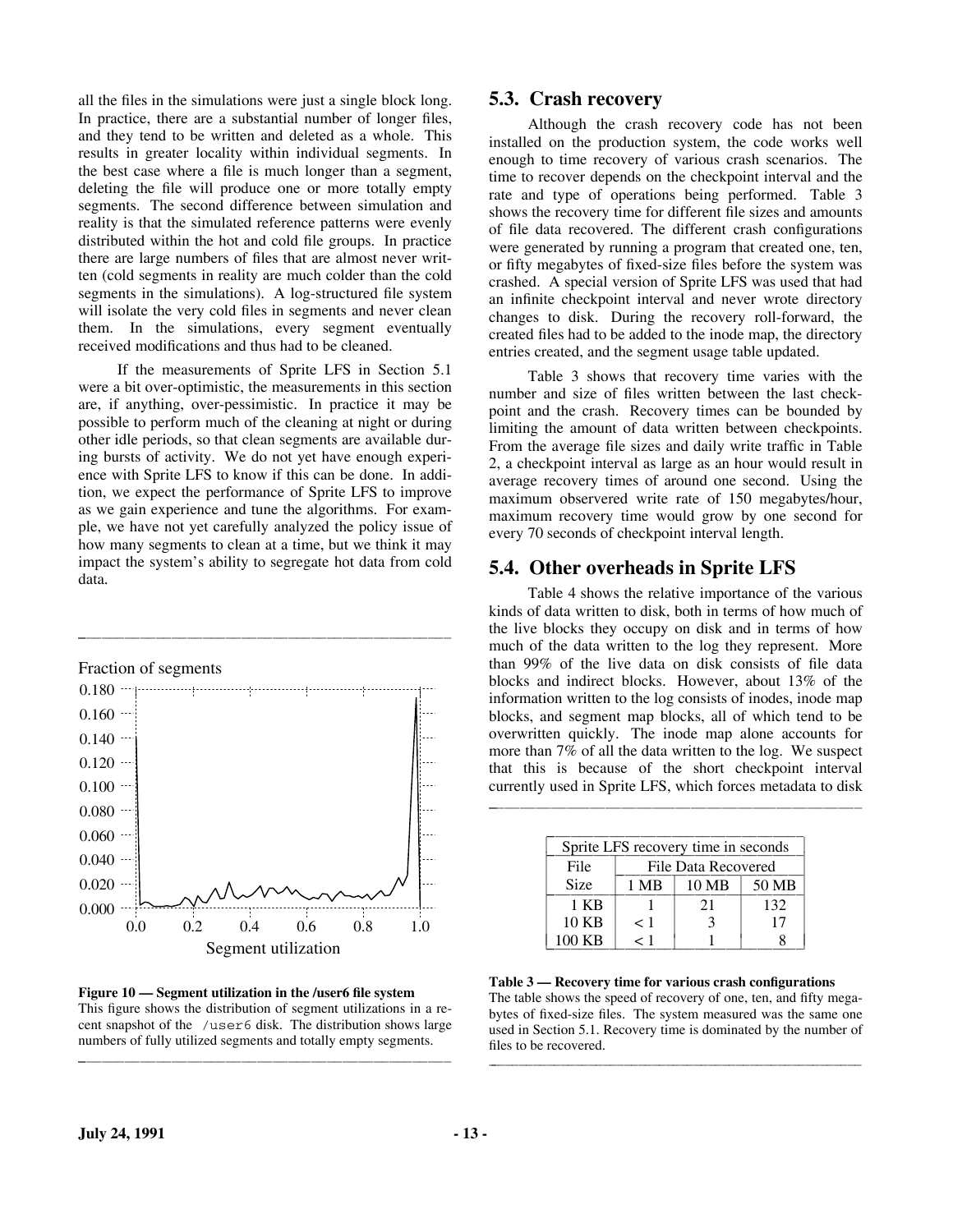all the files in the simulations were just a single block long. In practice, there are a substantial number of longer files, and they tend to be written and deleted as a whole. This results in greater locality within individual segments. In the best case where a file is much longer than a segment, deleting the file will produce one or more totally empty segments. The second difference between simulation and reality is that the simulated reference patterns were evenly distributed within the hot and cold file groups. In practice there are large numbers of files that are almost never written (cold segments in reality are much colder than the cold segments in the simulations). A log-structured file system will isolate the very cold files in segments and never clean them. In the simulations, every segment eventually received modifications and thus had to be cleaned.

If the measurements of Sprite LFS in Section 5.1 were a bit over-optimistic, the measurements in this section are, if anything, over-pessimistic. In practice it may be possible to perform much of the cleaning at night or during other idle periods, so that clean segments are available during bursts of activity. We do not yet have enough experience with Sprite LFS to know if this can be done. In addition, we expect the performance of Sprite LFS to improve as we gain experience and tune the algorithms. For example, we have not yet carefully analyzed the policy issue of how many segments to clean at a time, but we think it may impact the system's ability to segregate hot data from cold data.

Fraction of segments

0.180
0.160
0.140
0.120
0.100
0.080
0.060
0.040
0.020
0.000

0.0 0.2 0.4 0.6 0.8 1.0

Segment utilization

**Figure 10 — Segment utilization in the /user6 file system**
This figure shows the distribution of segment utilizations in a recent snapshot of the `/user6` disk. The distribution shows large numbers of fully utilized segments and totally empty segments.

## 5.3. Crash recovery

Although the crash recovery code has not been installed on the production system, the code works well enough to time recovery of various crash scenarios. The time to recover depends on the checkpoint interval and the rate and type of operations being performed. Table 3 shows the recovery time for different file sizes and amounts of file data recovered. The different crash configurations were generated by running a program that created one, ten, or fifty megabytes of fixed-size files before the system was crashed. A special version of Sprite LFS was used that had an infinite checkpoint interval and never wrote directory changes to disk. During the recovery roll-forward, the created files had to be added to the inode map, the directory entries created, and the segment usage table updated.

Table 3 shows that recovery time varies with the number and size of files written between the last checkpoint and the crash. Recovery times can be bounded by limiting the amount of data written between checkpoints. From the average file sizes and daily write traffic in Table 2, a checkpoint interval as large as an hour would result in average recovery times of around one second. Using the maximum observed write rate of 150 megabytes/hour, maximum recovery time would grow by one second for every 70 seconds of checkpoint interval length.

## 5.4. Other overheads in Sprite LFS

Table 4 shows the relative importance of the various kinds of data written to disk, both in terms of how much of the live blocks they occupy on disk and in terms of how much of the data written to the log they represent. More than 99% of the live data on disk consists of file data blocks and indirect blocks. However, about 13% of the information written to the log consists of inodes, inode map blocks, and segment map blocks, all of which tend to be overwritten quickly. The inode map alone accounts for more than 7% of all the data written to the log. We suspect that this is because of the short checkpoint interval currently used in Sprite LFS, which forces metadata to disk

| Sprite LFS recovery time in seconds | | | |
|---|---|---|---|
| File Size | File Data Recovered | | |
| | 1 MB | 10 MB | 50 MB |
| 1 KB | 1 | 21 | 132 |
| 10 KB | < 1 | 3 | 17 |
| 100 KB | < 1 | 1 | 8 |

**Table 3 — Recovery time for various crash configurations**
The table shows the speed of recovery of one, ten, and fifty megabytes of fixed-size files. The system measured was the same one used in Section 5.1. Recovery time is dominated by the number of files to be recovered.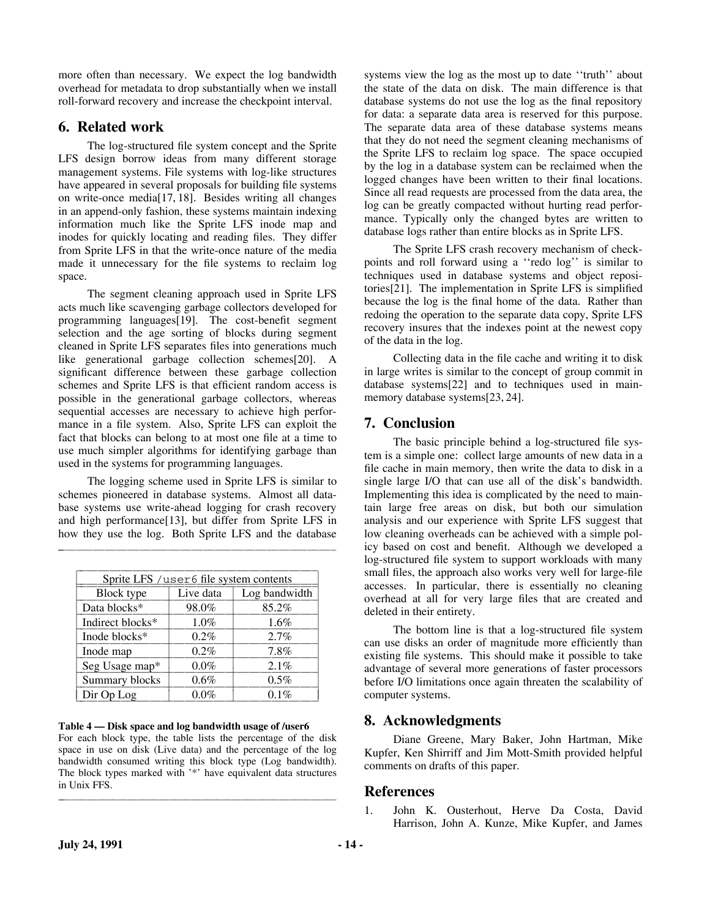more often than necessary. We expect the log bandwidth overhead for metadata to drop substantially when we install roll-forward recovery and increase the checkpoint interval.

## 6. Related work

The log-structured file system concept and the Sprite LFS design borrow ideas from many different storage management systems. File systems with log-like structures have appeared in several proposals for building file systems on write-once media[17, 18]. Besides writing all changes in an append-only fashion, these systems maintain indexing information much like the Sprite LFS inode map and inodes for quickly locating and reading files. They differ from Sprite LFS in that the write-once nature of the media made it unnecessary for the file systems to reclaim log space.

The segment cleaning approach used in Sprite LFS acts much like scavenging garbage collectors developed for programming languages[19]. The cost-benefit segment selection and the age sorting of blocks during segment cleaned in Sprite LFS separates files into generations much like generational garbage collection schemes[20]. A significant difference between these garbage collection schemes and Sprite LFS is that efficient random access is possible in the generational garbage collectors, whereas sequential accesses are necessary to achieve high performance in a file system. Also, Sprite LFS can exploit the fact that blocks can belong to at most one file at a time to use much simpler algorithms for identifying garbage than used in the systems for programming languages.

The logging scheme used in Sprite LFS is similar to schemes pioneered in database systems. Almost all database systems use write-ahead logging for crash recovery and high performance[13], but differ from Sprite LFS in how they use the log. Both Sprite LFS and the database systems view the log as the most up to date ''truth'' about the state of the data on disk. The main difference is that database systems do not use the log as the final repository for data: a separate data area is reserved for this purpose. The separate data area of these database systems means that they do not need the segment cleaning mechanisms of the Sprite LFS to reclaim log space. The space occupied by the log in a database system can be reclaimed when the logged changes have been written to their final locations. Since all read requests are processed from the data area, the log can be greatly compacted without hurting read performance. Typically only the changed bytes are written to database logs rather than entire blocks as in Sprite LFS.

The Sprite LFS crash recovery mechanism of checkpoints and roll forward using a ''redo log'' is similar to techniques used in database systems and object repositories[21]. The implementation in Sprite LFS is simplified because the log is the final home of the data. Rather than redoing the operation to the separate data copy, Sprite LFS recovery insures that the indexes point at the newest copy of the data in the log.

Collecting data in the file cache and writing it to disk in large writes is similar to the concept of group commit in database systems[22] and to techniques used in main-memory database systems[23, 24].

| Sprite LFS /user6 file system contents | | |
|---|---|---|
| Block type | Live data | Log bandwidth |
| Data blocks* | 98.0% | 85.2% |
| Indirect blocks* | 1.0% | 1.6% |
| Inode blocks* | 0.2% | 2.7% |
| Inode map | 0.2% | 7.8% |
| Seg Usage map* | 0.0% | 2.1% |
| Summary blocks | 0.6% | 0.5% |
| Dir Op Log | 0.0% | 0.1% |

**Table 4 — Disk space and log bandwidth usage of /user6**
For each block type, the table lists the percentage of the disk space in use on disk (Live data) and the percentage of the log bandwidth consumed writing this block type (Log bandwidth). The block types marked with '*' have equivalent data structures in Unix FFS.

## 7. Conclusion

The basic principle behind a log-structured file system is a simple one: collect large amounts of new data in a file cache in main memory, then write the data to disk in a single large I/O that can use all of the disk's bandwidth. Implementing this idea is complicated by the need to maintain large free areas on disk, but both our simulation analysis and our experience with Sprite LFS suggest that low cleaning overheads can be achieved with a simple policy based on cost and benefit. Although we developed a log-structured file system to support workloads with many small files, the approach also works very well for large-file accesses. In particular, there is essentially no cleaning overhead at all for very large files that are created and deleted in their entirety.

The bottom line is that a log-structured file system can use disks an order of magnitude more efficiently than existing file systems. This should make it possible to take advantage of several more generations of faster processors before I/O limitations once again threaten the scalability of computer systems.

## 8. Acknowledgments

Diane Greene, Mary Baker, John Hartman, Mike Kupfer, Ken Shirriff and Jim Mott-Smith provided helpful comments on drafts of this paper.

## References

1. John K. Ousterhout, Herve Da Costa, David Harrison, John A. Kunze, Mike Kupfer, and James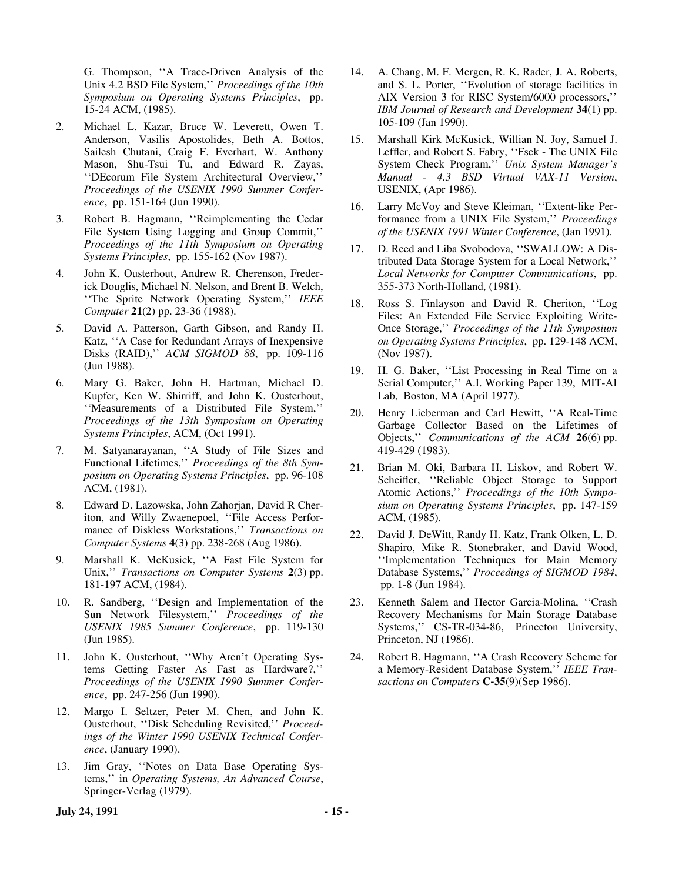G. Thompson, ''A Trace-Driven Analysis of the Unix 4.2 BSD File System,'' *Proceedings of the 10th Symposium on Operating Systems Principles*, pp. 15-24 ACM, (1985).

2. Michael L. Kazar, Bruce W. Leverett, Owen T. Anderson, Vasilis Apostolides, Beth A. Bottos, Sailesh Chutani, Craig F. Everhart, W. Anthony Mason, Shu-Tsui Tu, and Edward R. Zayas, ''DEcorum File System Architectural Overview,'' *Proceedings of the USENIX 1990 Summer Conference*, pp. 151-164 (Jun 1990).

3. Robert B. Hagmann, ''Reimplementing the Cedar File System Using Logging and Group Commit,'' *Proceedings of the 11th Symposium on Operating Systems Principles*, pp. 155-162 (Nov 1987).

4. John K. Ousterhout, Andrew R. Cherenson, Frederick Douglis, Michael N. Nelson, and Brent B. Welch, ''The Sprite Network Operating System,'' *IEEE Computer* **21**(2) pp. 23-36 (1988).

5. David A. Patterson, Garth Gibson, and Randy H. Katz, ''A Case for Redundant Arrays of Inexpensive Disks (RAID),'' *ACM SIGMOD 88*, pp. 109-116 (Jun 1988).

6. Mary G. Baker, John H. Hartman, Michael D. Kupfer, Ken W. Shirriff, and John K. Ousterhout, ''Measurements of a Distributed File System,'' *Proceedings of the 13th Symposium on Operating Systems Principles*, ACM, (Oct 1991).

7. M. Satyanarayanan, ''A Study of File Sizes and Functional Lifetimes,'' *Proceedings of the 8th Symposium on Operating Systems Principles*, pp. 96-108 ACM, (1981).

8. Edward D. Lazowska, John Zahorjan, David R Cheriton, and Willy Zwaenepoel, ''File Access Performance of Diskless Workstations,'' *Transactions on Computer Systems* **4**(3) pp. 238-268 (Aug 1986).

9. Marshall K. McKusick, ''A Fast File System for Unix,'' *Transactions on Computer Systems* **2**(3) pp. 181-197 ACM, (1984).

10. R. Sandberg, ''Design and Implementation of the Sun Network Filesystem,'' *Proceedings of the USENIX 1985 Summer Conference*, pp. 119-130 (Jun 1985).

11. John K. Ousterhout, ''Why Aren't Operating Systems Getting Faster As Fast as Hardware?,'' *Proceedings of the USENIX 1990 Summer Conference*, pp. 247-256 (Jun 1990).

12. Margo I. Seltzer, Peter M. Chen, and John K. Ousterhout, ''Disk Scheduling Revisited,'' *Proceedings of the Winter 1990 USENIX Technical Conference*, (January 1990).

13. Jim Gray, ''Notes on Data Base Operating Systems,'' in *Operating Systems, An Advanced Course*, Springer-Verlag (1979).

14. A. Chang, M. F. Mergen, R. K. Rader, J. A. Roberts, and S. L. Porter, ''Evolution of storage facilities in AIX Version 3 for RISC System/6000 processors,'' *IBM Journal of Research and Development* **34**(1) pp. 105-109 (Jan 1990).

15. Marshall Kirk McKusick, Willian N. Joy, Samuel J. Leffler, and Robert S. Fabry, ''Fsck - The UNIX File System Check Program,'' *Unix System Manager's Manual - 4.3 BSD Virtual VAX-11 Version*, USENIX, (Apr 1986).

16. Larry McVoy and Steve Kleiman, ''Extent-like Performance from a UNIX File System,'' *Proceedings of the USENIX 1991 Winter Conference*, (Jan 1991).

17. D. Reed and Liba Svobodova, ''SWALLOW: A Distributed Data Storage System for a Local Network,'' *Local Networks for Computer Communications*, pp. 355-373 North-Holland, (1981).

18. Ross S. Finlayson and David R. Cheriton, ''Log Files: An Extended File Service Exploiting Write-Once Storage,'' *Proceedings of the 11th Symposium on Operating Systems Principles*, pp. 129-148 ACM, (Nov 1987).

19. H. G. Baker, ''List Processing in Real Time on a Serial Computer,'' A.I. Working Paper 139, MIT-AI Lab, Boston, MA (April 1977).

20. Henry Lieberman and Carl Hewitt, ''A Real-Time Garbage Collector Based on the Lifetimes of Objects,'' *Communications of the ACM* **26**(6) pp. 419-429 (1983).

21. Brian M. Oki, Barbara H. Liskov, and Robert W. Scheifler, ''Reliable Object Storage to Support Atomic Actions,'' *Proceedings of the 10th Symposium on Operating Systems Principles*, pp. 147-159 ACM, (1985).

22. David J. DeWitt, Randy H. Katz, Frank Olken, L. D. Shapiro, Mike R. Stonebraker, and David Wood, ''Implementation Techniques for Main Memory Database Systems,'' *Proceedings of SIGMOD 1984*, pp. 1-8 (Jun 1984).

23. Kenneth Salem and Hector Garcia-Molina, ''Crash Recovery Mechanisms for Main Storage Database Systems,'' CS-TR-034-86, Princeton University, Princeton, NJ (1986).

24. Robert B. Hagmann, ''A Crash Recovery Scheme for a Memory-Resident Database System,'' *IEEE Transactions on Computers* **C-35**(9)(Sep 1986).